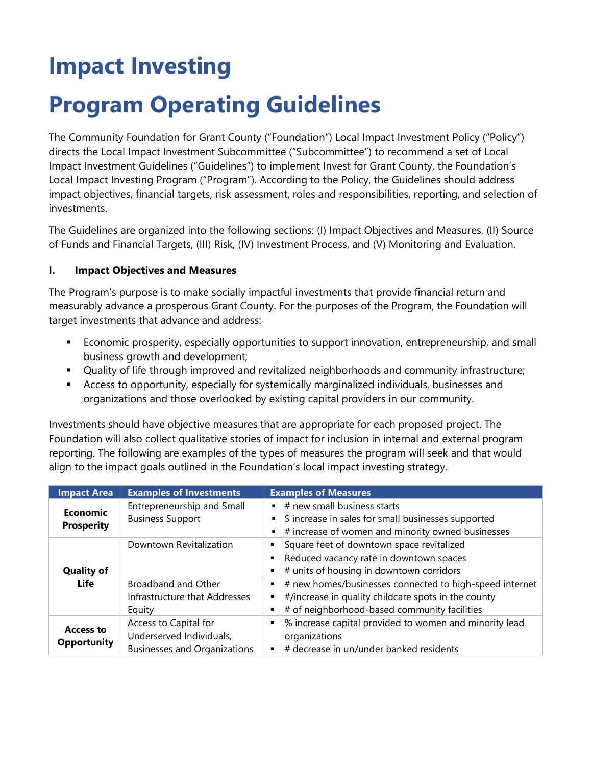# Impact Investing

# Program Operating Guidelines

The Community Foundation for Grant County ("Foundation") Local Impact Investment Policy ("Policy") directs the Local Impact Investment Subcommittee ("Subcommittee") to recommend a set of Local Impact Investment Guidelines ("Guidelines") to implement Invest for Grant County, the Foundation's Local Impact Investing Program ("Program"). According to the Policy, the Guidelines should address impact objectives, financial targets, risk assessment, roles and responsibilities, reporting, and selection of investments.

The Guidelines are organized into the following sections: (I) Impact Objectives and Measures, (II) Source of Funds and Financial Targets, (III) Risk, (IV) Investment Process, and (V) Monitoring and Evaluation.

## I. Impact Objectives and Measures

The Program's purpose is to make socially impactful investments that provide financial return and measurably advance a prosperous Grant County. For the purposes of the Program, the Foundation will target investments that advance and address:

- Economic prosperity, especially opportunities to support innovation, entrepreneurship, and small business growth and development;
- Quality of life through improved and revitalized neighborhoods and community infrastructure;
- Access to opportunity, especially for systemically marginalized individuals, businesses and organizations and those overlooked by existing capital providers in our community.

Investments should have objective measures that are appropriate for each proposed project. The Foundation will also collect qualitative stories of impact for inclusion in internal and external program reporting. The following are examples of the types of measures the program will seek and that would align to the impact goals outlined in the Foundation's local impact investing strategy.

| Impact Area | Examples of Investments | Examples of Measures |
|---|---|---|
| **Economic Prosperity** | Entrepreneurship and Small Business Support | ▪ # new small business starts<br>▪ $ increase in sales for small businesses supported<br>▪ # increase of women and minority owned businesses |
| **Quality of Life** | Downtown Revitalization | ▪ Square feet of downtown space revitalized<br>▪ Reduced vacancy rate in downtown spaces<br>▪ # units of housing in downtown corridors |
| | Broadband and Other Infrastructure that Addresses Equity | ▪ # new homes/businesses connected to high-speed internet<br>▪ #/increase in quality childcare spots in the county<br>▪ # of neighborhood-based community facilities |
| **Access to Opportunity** | Access to Capital for Underserved Individuals, Businesses and Organizations | ▪ % increase capital provided to women and minority lead organizations<br>▪ # decrease in un/under banked residents |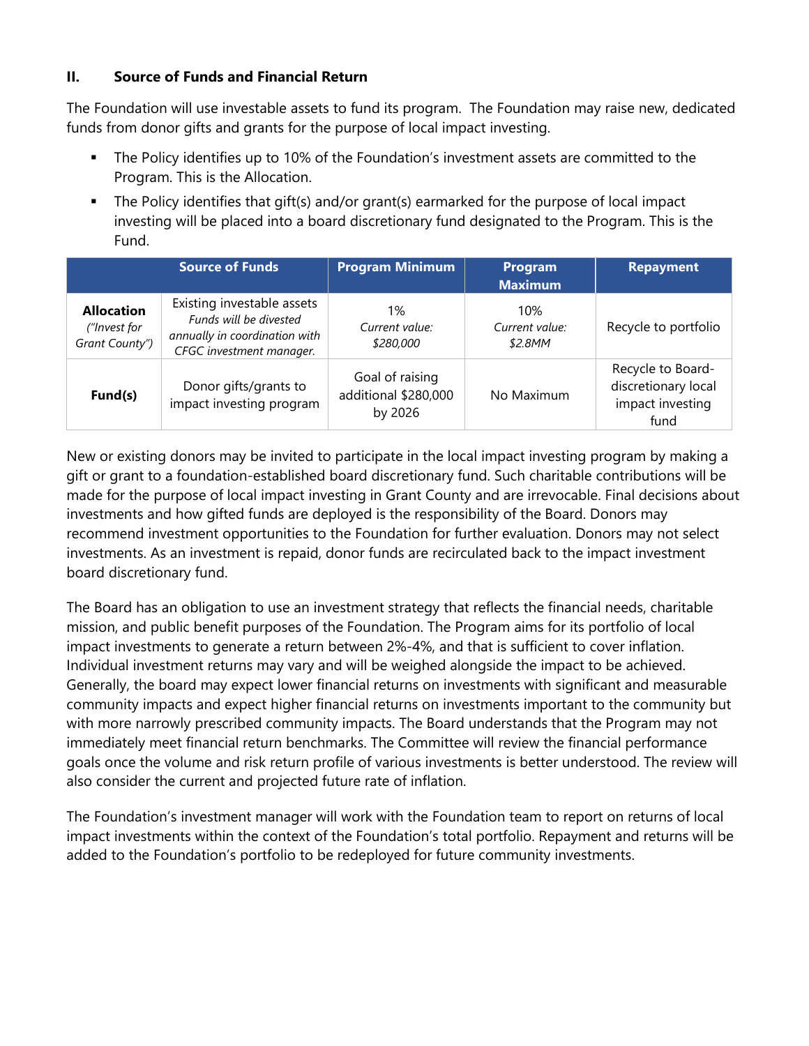## II. Source of Funds and Financial Return

The Foundation will use investable assets to fund its program. The Foundation may raise new, dedicated funds from donor gifts and grants for the purpose of local impact investing.

- The Policy identifies up to 10% of the Foundation's investment assets are committed to the Program. This is the Allocation.
- The Policy identifies that gift(s) and/or grant(s) earmarked for the purpose of local impact investing will be placed into a board discretionary fund designated to the Program. This is the Fund.

| Source of Funds | | Program Minimum | Program Maximum | Repayment |
|---|---|---|---|---|
| **Allocation** *("Invest for Grant County")* | Existing investable assets *Funds will be divested annually in coordination with CFGC investment manager.* | 1% *Current value: $280,000* | 10% *Current value: $2.8MM* | Recycle to portfolio |
| **Fund(s)** | Donor gifts/grants to impact investing program | Goal of raising additional $280,000 by 2026 | No Maximum | Recycle to Board-discretionary local impact investing fund |

New or existing donors may be invited to participate in the local impact investing program by making a gift or grant to a foundation-established board discretionary fund. Such charitable contributions will be made for the purpose of local impact investing in Grant County and are irrevocable. Final decisions about investments and how gifted funds are deployed is the responsibility of the Board. Donors may recommend investment opportunities to the Foundation for further evaluation. Donors may not select investments. As an investment is repaid, donor funds are recirculated back to the impact investment board discretionary fund.

The Board has an obligation to use an investment strategy that reflects the financial needs, charitable mission, and public benefit purposes of the Foundation. The Program aims for its portfolio of local impact investments to generate a return between 2%-4%, and that is sufficient to cover inflation. Individual investment returns may vary and will be weighed alongside the impact to be achieved. Generally, the board may expect lower financial returns on investments with significant and measurable community impacts and expect higher financial returns on investments important to the community but with more narrowly prescribed community impacts. The Board understands that the Program may not immediately meet financial return benchmarks. The Committee will review the financial performance goals once the volume and risk return profile of various investments is better understood. The review will also consider the current and projected future rate of inflation.

The Foundation's investment manager will work with the Foundation team to report on returns of local impact investments within the context of the Foundation's total portfolio. Repayment and returns will be added to the Foundation's portfolio to be redeployed for future community investments.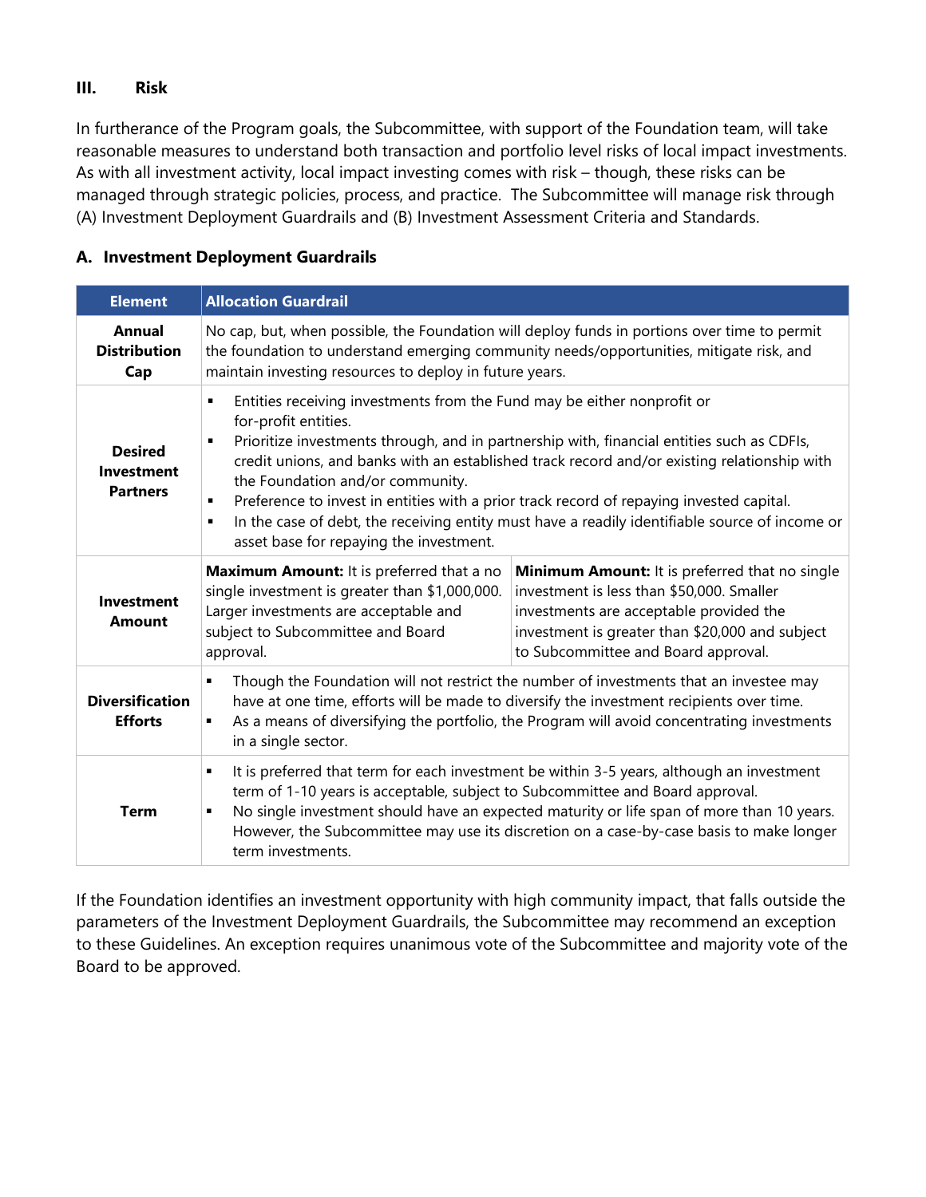## III. Risk

In furtherance of the Program goals, the Subcommittee, with support of the Foundation team, will take reasonable measures to understand both transaction and portfolio level risks of local impact investments. As with all investment activity, local impact investing comes with risk – though, these risks can be managed through strategic policies, process, and practice. The Subcommittee will manage risk through (A) Investment Deployment Guardrails and (B) Investment Assessment Criteria and Standards.

### A. Investment Deployment Guardrails

| Element | Allocation Guardrail | |
|---|---|---|
| **Annual Distribution Cap** | No cap, but, when possible, the Foundation will deploy funds in portions over time to permit the foundation to understand emerging community needs/opportunities, mitigate risk, and maintain investing resources to deploy in future years. | |
| **Desired Investment Partners** | ▪ Entities receiving investments from the Fund may be either nonprofit or for-profit entities.<br>▪ Prioritize investments through, and in partnership with, financial entities such as CDFIs, credit unions, and banks with an established track record and/or existing relationship with the Foundation and/or community.<br>▪ Preference to invest in entities with a prior track record of repaying invested capital.<br>▪ In the case of debt, the receiving entity must have a readily identifiable source of income or asset base for repaying the investment. | |
| **Investment Amount** | **Maximum Amount:** It is preferred that a no single investment is greater than $1,000,000. Larger investments are acceptable and subject to Subcommittee and Board approval. | **Minimum Amount:** It is preferred that no single investment is less than $50,000. Smaller investments are acceptable provided the investment is greater than $20,000 and subject to Subcommittee and Board approval. |
| **Diversification Efforts** | ▪ Though the Foundation will not restrict the number of investments that an investee may have at one time, efforts will be made to diversify the investment recipients over time.<br>▪ As a means of diversifying the portfolio, the Program will avoid concentrating investments in a single sector. | |
| **Term** | ▪ It is preferred that term for each investment be within 3-5 years, although an investment term of 1-10 years is acceptable, subject to Subcommittee and Board approval.<br>▪ No single investment should have an expected maturity or life span of more than 10 years. However, the Subcommittee may use its discretion on a case-by-case basis to make longer term investments. | |

If the Foundation identifies an investment opportunity with high community impact, that falls outside the parameters of the Investment Deployment Guardrails, the Subcommittee may recommend an exception to these Guidelines. An exception requires unanimous vote of the Subcommittee and majority vote of the Board to be approved.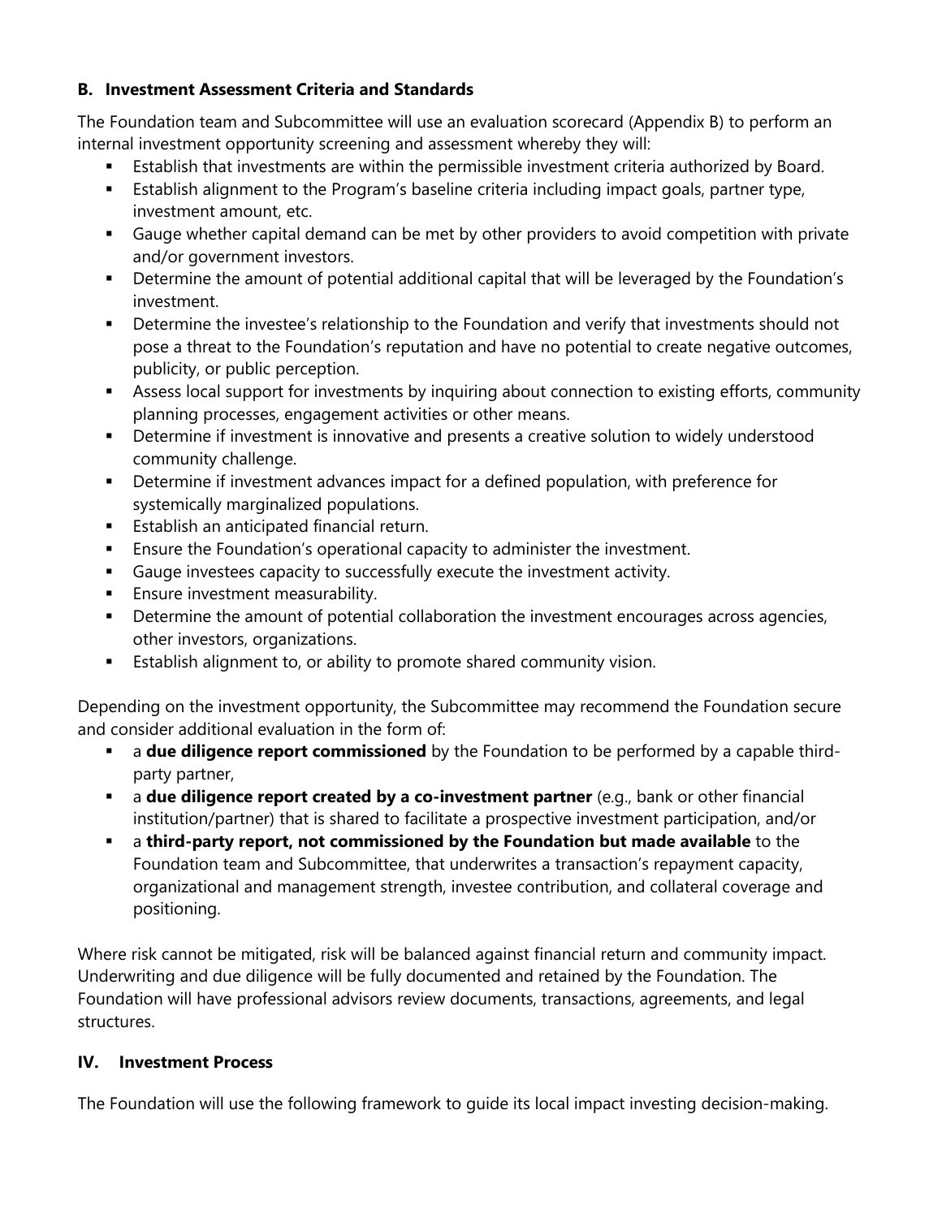### B. Investment Assessment Criteria and Standards

The Foundation team and Subcommittee will use an evaluation scorecard (Appendix B) to perform an internal investment opportunity screening and assessment whereby they will:

- Establish that investments are within the permissible investment criteria authorized by Board.
- Establish alignment to the Program's baseline criteria including impact goals, partner type, investment amount, etc.
- Gauge whether capital demand can be met by other providers to avoid competition with private and/or government investors.
- Determine the amount of potential additional capital that will be leveraged by the Foundation's investment.
- Determine the investee's relationship to the Foundation and verify that investments should not pose a threat to the Foundation's reputation and have no potential to create negative outcomes, publicity, or public perception.
- Assess local support for investments by inquiring about connection to existing efforts, community planning processes, engagement activities or other means.
- Determine if investment is innovative and presents a creative solution to widely understood community challenge.
- Determine if investment advances impact for a defined population, with preference for systemically marginalized populations.
- Establish an anticipated financial return.
- Ensure the Foundation's operational capacity to administer the investment.
- Gauge investees capacity to successfully execute the investment activity.
- Ensure investment measurability.
- Determine the amount of potential collaboration the investment encourages across agencies, other investors, organizations.
- Establish alignment to, or ability to promote shared community vision.

Depending on the investment opportunity, the Subcommittee may recommend the Foundation secure and consider additional evaluation in the form of:

- a **due diligence report commissioned** by the Foundation to be performed by a capable third-party partner,
- a **due diligence report created by a co-investment partner** (e.g., bank or other financial institution/partner) that is shared to facilitate a prospective investment participation, and/or
- a **third-party report, not commissioned by the Foundation but made available** to the Foundation team and Subcommittee, that underwrites a transaction's repayment capacity, organizational and management strength, investee contribution, and collateral coverage and positioning.

Where risk cannot be mitigated, risk will be balanced against financial return and community impact. Underwriting and due diligence will be fully documented and retained by the Foundation. The Foundation will have professional advisors review documents, transactions, agreements, and legal structures.

## IV. Investment Process

The Foundation will use the following framework to guide its local impact investing decision-making.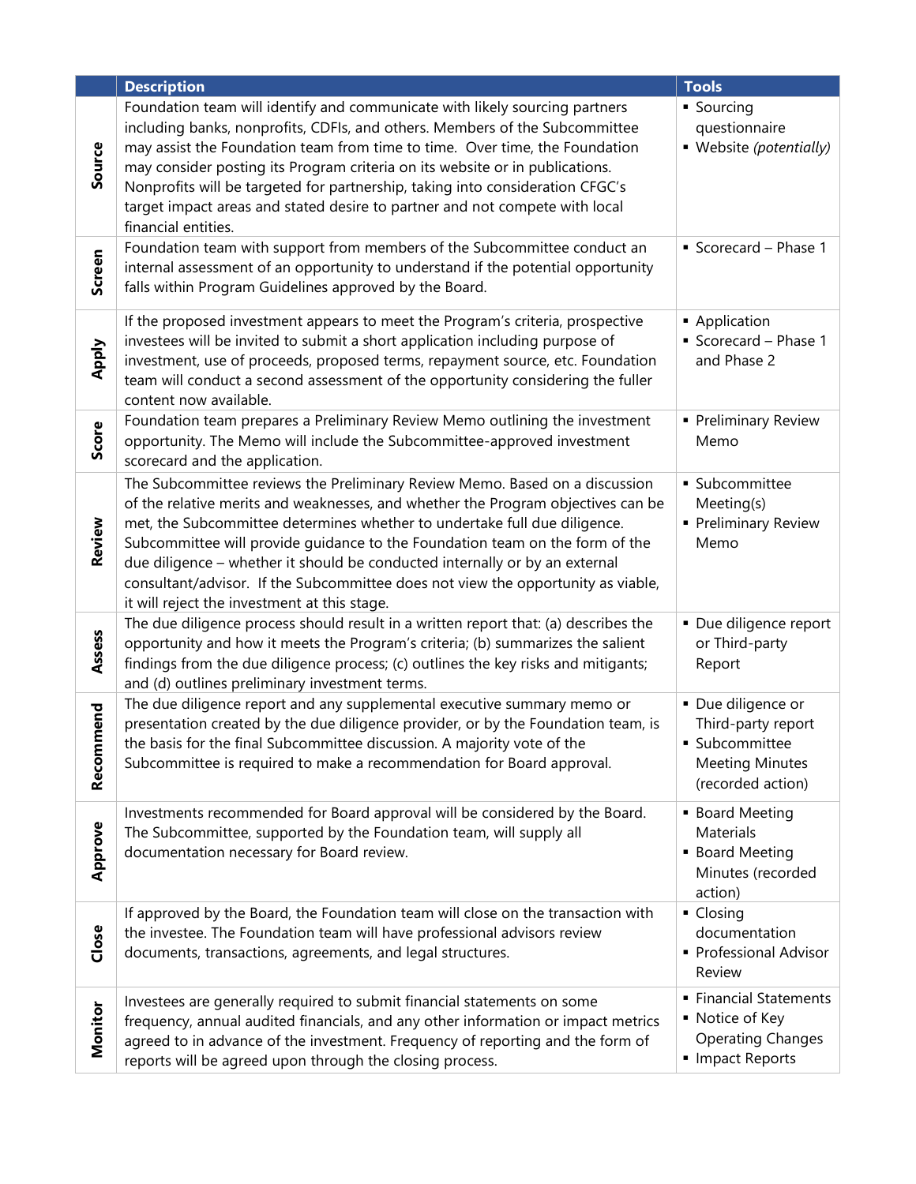| | Description | Tools |
|---|---|---|
| **Source** | Foundation team will identify and communicate with likely sourcing partners including banks, nonprofits, CDFIs, and others. Members of the Subcommittee may assist the Foundation team from time to time. Over time, the Foundation may consider posting its Program criteria on its website or in publications. Nonprofits will be targeted for partnership, taking into consideration CFGC's target impact areas and stated desire to partner and not compete with local financial entities. | ▪ Sourcing questionnaire<br>▪ Website *(potentially)* |
| **Screen** | Foundation team with support from members of the Subcommittee conduct an internal assessment of an opportunity to understand if the potential opportunity falls within Program Guidelines approved by the Board. | ▪ Scorecard – Phase 1 |
| **Apply** | If the proposed investment appears to meet the Program's criteria, prospective investees will be invited to submit a short application including purpose of investment, use of proceeds, proposed terms, repayment source, etc. Foundation team will conduct a second assessment of the opportunity considering the fuller content now available. | ▪ Application<br>▪ Scorecard – Phase 1 and Phase 2 |
| **Score** | Foundation team prepares a Preliminary Review Memo outlining the investment opportunity. The Memo will include the Subcommittee-approved investment scorecard and the application. | ▪ Preliminary Review Memo |
| **Review** | The Subcommittee reviews the Preliminary Review Memo. Based on a discussion of the relative merits and weaknesses, and whether the Program objectives can be met, the Subcommittee determines whether to undertake full due diligence. Subcommittee will provide guidance to the Foundation team on the form of the due diligence – whether it should be conducted internally or by an external consultant/advisor. If the Subcommittee does not view the opportunity as viable, it will reject the investment at this stage. | ▪ Subcommittee Meeting(s)<br>▪ Preliminary Review Memo |
| **Assess** | The due diligence process should result in a written report that: (a) describes the opportunity and how it meets the Program's criteria; (b) summarizes the salient findings from the due diligence process; (c) outlines the key risks and mitigants; and (d) outlines preliminary investment terms. | ▪ Due diligence report or Third-party Report |
| **Recommend** | The due diligence report and any supplemental executive summary memo or presentation created by the due diligence provider, or by the Foundation team, is the basis for the final Subcommittee discussion. A majority vote of the Subcommittee is required to make a recommendation for Board approval. | ▪ Due diligence or Third-party report<br>▪ Subcommittee Meeting Minutes (recorded action) |
| **Approve** | Investments recommended for Board approval will be considered by the Board. The Subcommittee, supported by the Foundation team, will supply all documentation necessary for Board review. | ▪ Board Meeting Materials<br>▪ Board Meeting Minutes (recorded action) |
| **Close** | If approved by the Board, the Foundation team will close on the transaction with the investee. The Foundation team will have professional advisors review documents, transactions, agreements, and legal structures. | ▪ Closing documentation<br>▪ Professional Advisor Review |
| **Monitor** | Investees are generally required to submit financial statements on some frequency, annual audited financials, and any other information or impact metrics agreed to in advance of the investment. Frequency of reporting and the form of reports will be agreed upon through the closing process. | ▪ Financial Statements<br>▪ Notice of Key Operating Changes<br>▪ Impact Reports |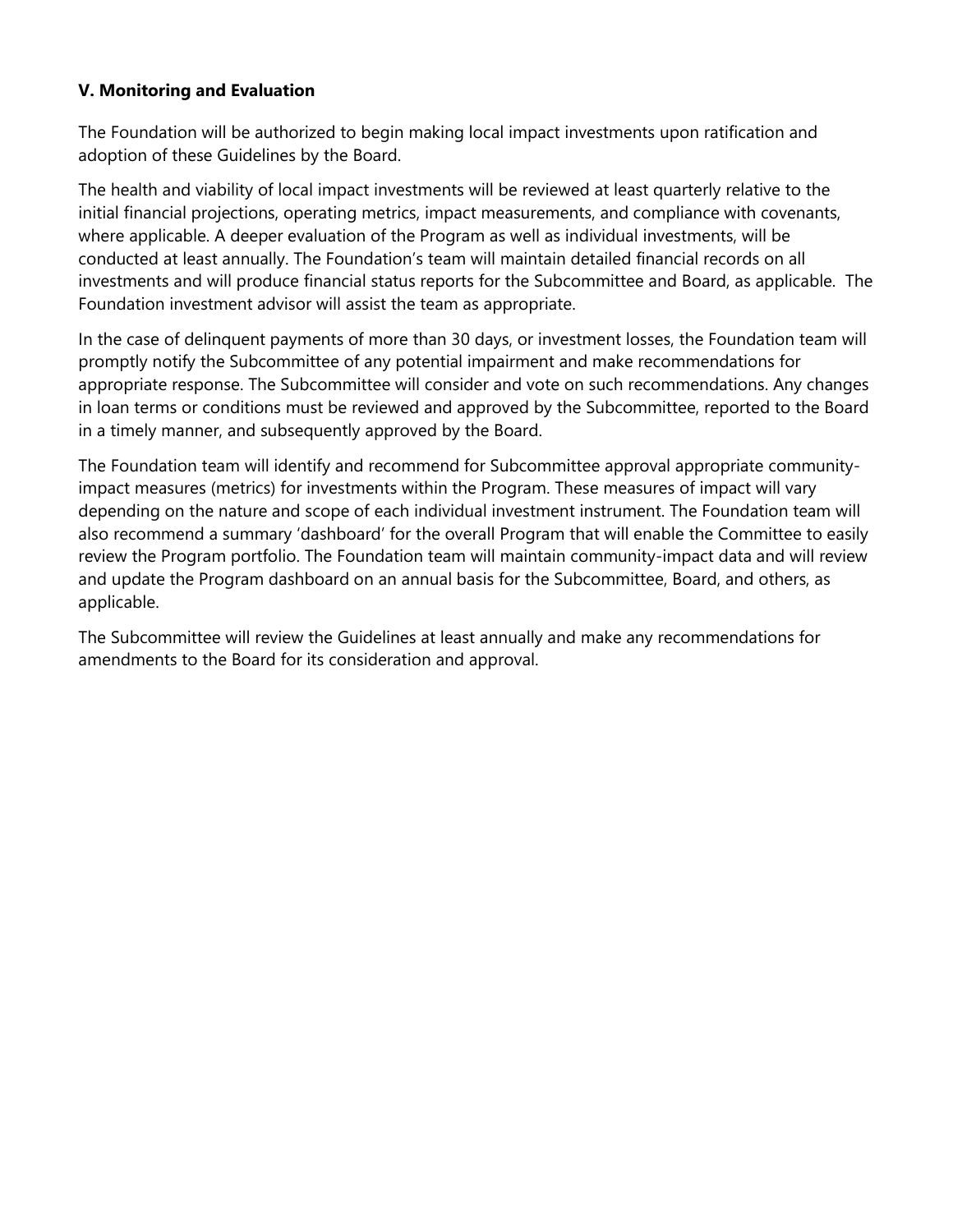**V. Monitoring and Evaluation**

The Foundation will be authorized to begin making local impact investments upon ratification and adoption of these Guidelines by the Board.

The health and viability of local impact investments will be reviewed at least quarterly relative to the initial financial projections, operating metrics, impact measurements, and compliance with covenants, where applicable. A deeper evaluation of the Program as well as individual investments, will be conducted at least annually. The Foundation's team will maintain detailed financial records on all investments and will produce financial status reports for the Subcommittee and Board, as applicable. The Foundation investment advisor will assist the team as appropriate.

In the case of delinquent payments of more than 30 days, or investment losses, the Foundation team will promptly notify the Subcommittee of any potential impairment and make recommendations for appropriate response. The Subcommittee will consider and vote on such recommendations. Any changes in loan terms or conditions must be reviewed and approved by the Subcommittee, reported to the Board in a timely manner, and subsequently approved by the Board.

The Foundation team will identify and recommend for Subcommittee approval appropriate community-impact measures (metrics) for investments within the Program. These measures of impact will vary depending on the nature and scope of each individual investment instrument. The Foundation team will also recommend a summary 'dashboard' for the overall Program that will enable the Committee to easily review the Program portfolio. The Foundation team will maintain community-impact data and will review and update the Program dashboard on an annual basis for the Subcommittee, Board, and others, as applicable.

The Subcommittee will review the Guidelines at least annually and make any recommendations for amendments to the Board for its consideration and approval.